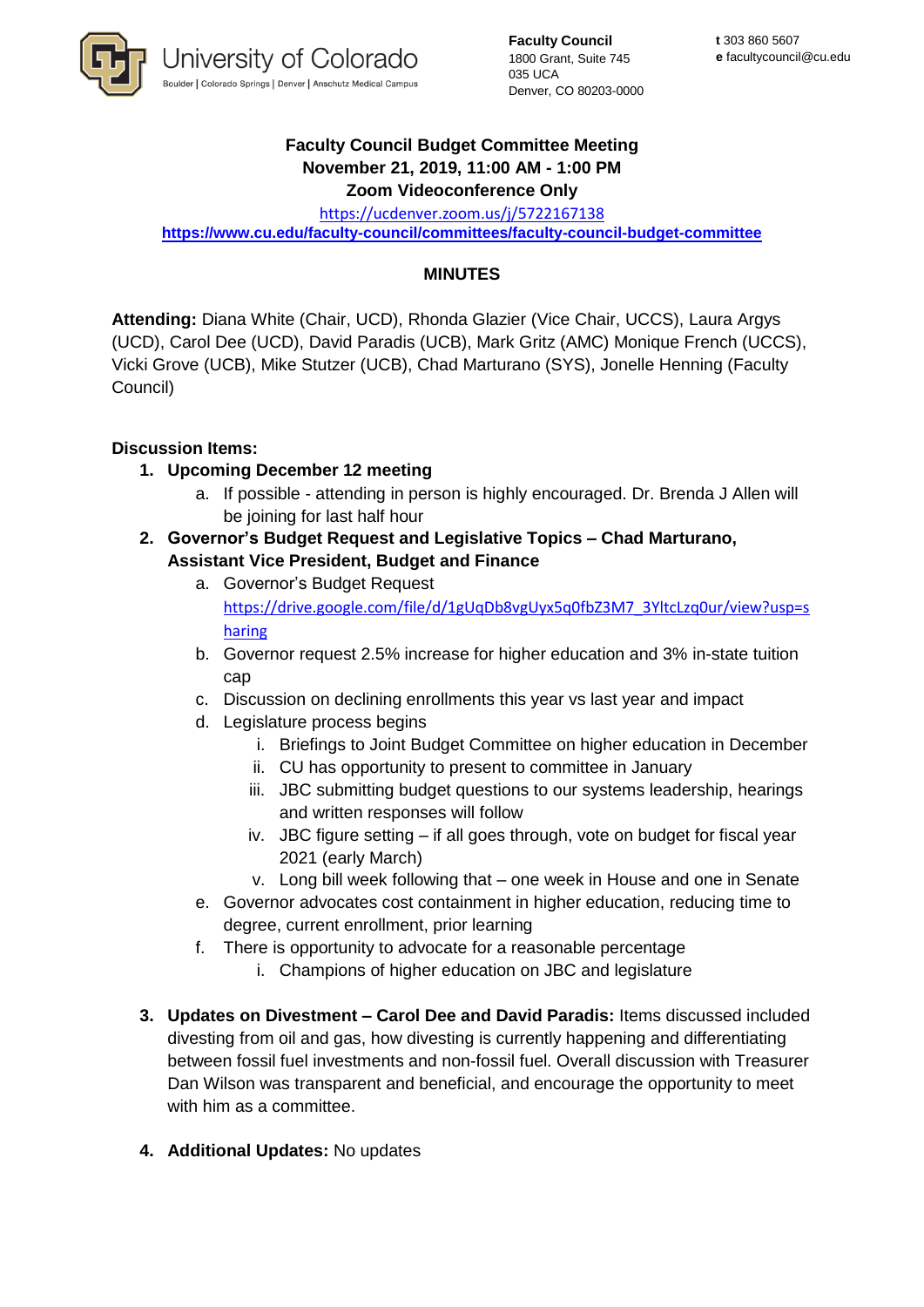University of Colorado
Boulder | Colorado Springs | Denver | Anschutz Medical Campus

**Faculty Council**
1800 Grant, Suite 745
035 UCA
Denver, CO 80203-0000

**t** 303 860 5607
**e** facultycouncil@cu.edu

**Faculty Council Budget Committee Meeting**
**November 21, 2019, 11:00 AM - 1:00 PM**
**Zoom Videoconference Only**

https://ucdenver.zoom.us/j/5722167138

**https://www.cu.edu/faculty-council/committees/faculty-council-budget-committee**

## MINUTES

**Attending:** Diana White (Chair, UCD), Rhonda Glazier (Vice Chair, UCCS), Laura Argys (UCD), Carol Dee (UCD), David Paradis (UCB), Mark Gritz (AMC) Monique French (UCCS), Vicki Grove (UCB), Mike Stutzer (UCB), Chad Marturano (SYS), Jonelle Henning (Faculty Council)

**Discussion Items:**

1. **Upcoming December 12 meeting**
   a. If possible - attending in person is highly encouraged. Dr. Brenda J Allen will be joining for last half hour
2. **Governor's Budget Request and Legislative Topics – Chad Marturano, Assistant Vice President, Budget and Finance**
   a. Governor's Budget Request https://drive.google.com/file/d/1gUqDb8vgUyx5q0fbZ3M7_3YltcLzq0ur/view?usp=sharing
   b. Governor request 2.5% increase for higher education and 3% in-state tuition cap
   c. Discussion on declining enrollments this year vs last year and impact
   d. Legislature process begins
      i. Briefings to Joint Budget Committee on higher education in December
      ii. CU has opportunity to present to committee in January
      iii. JBC submitting budget questions to our systems leadership, hearings and written responses will follow
      iv. JBC figure setting – if all goes through, vote on budget for fiscal year 2021 (early March)
      v. Long bill week following that – one week in House and one in Senate
   e. Governor advocates cost containment in higher education, reducing time to degree, current enrollment, prior learning
   f. There is opportunity to advocate for a reasonable percentage
      i. Champions of higher education on JBC and legislature

3. **Updates on Divestment – Carol Dee and David Paradis:** Items discussed included divesting from oil and gas, how divesting is currently happening and differentiating between fossil fuel investments and non-fossil fuel. Overall discussion with Treasurer Dan Wilson was transparent and beneficial, and encourage the opportunity to meet with him as a committee.

4. **Additional Updates:** No updates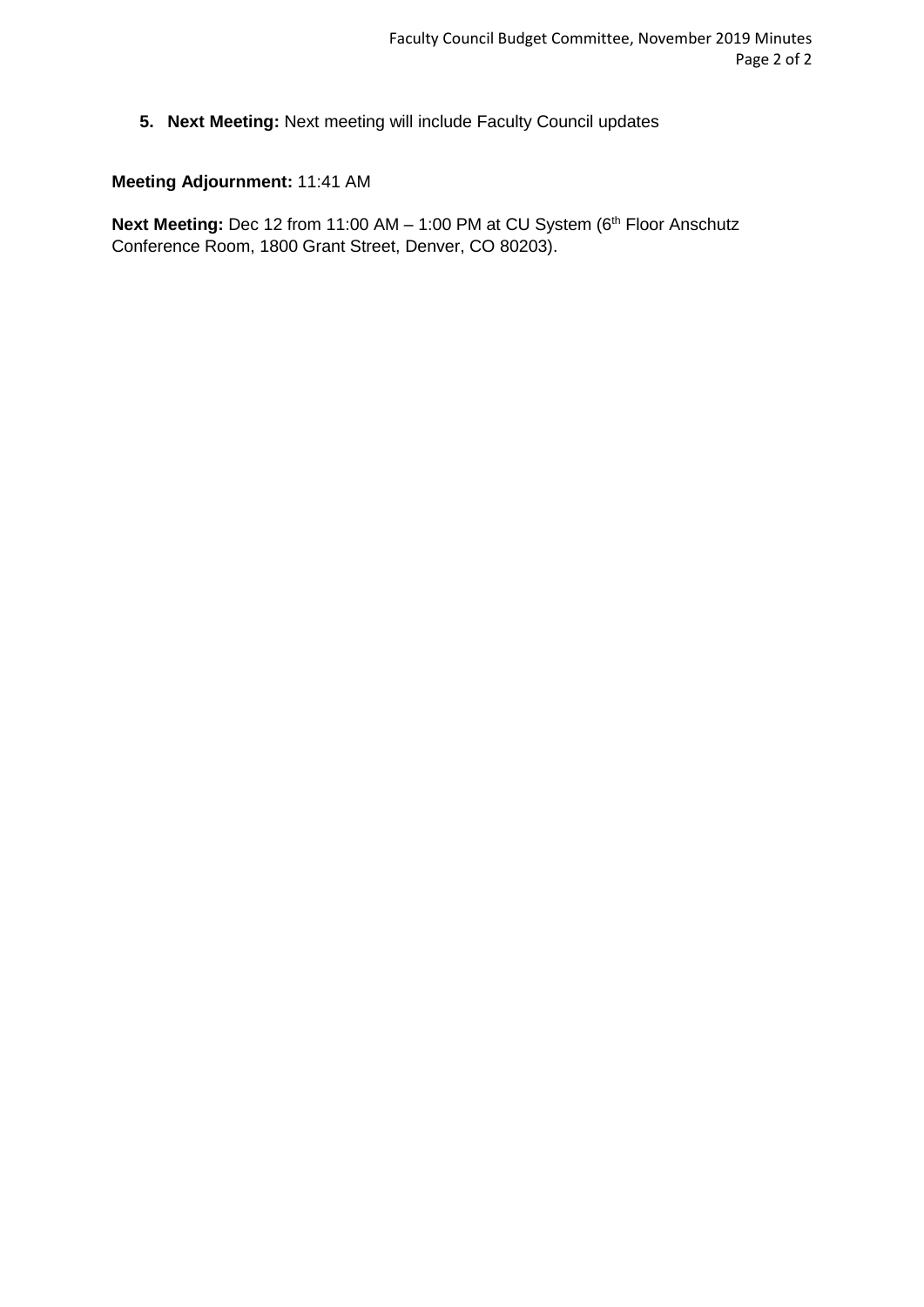5. **Next Meeting:** Next meeting will include Faculty Council updates

**Meeting Adjournment:** 11:41 AM

**Next Meeting:** Dec 12 from 11:00 AM – 1:00 PM at CU System (6th Floor Anschutz Conference Room, 1800 Grant Street, Denver, CO 80203).